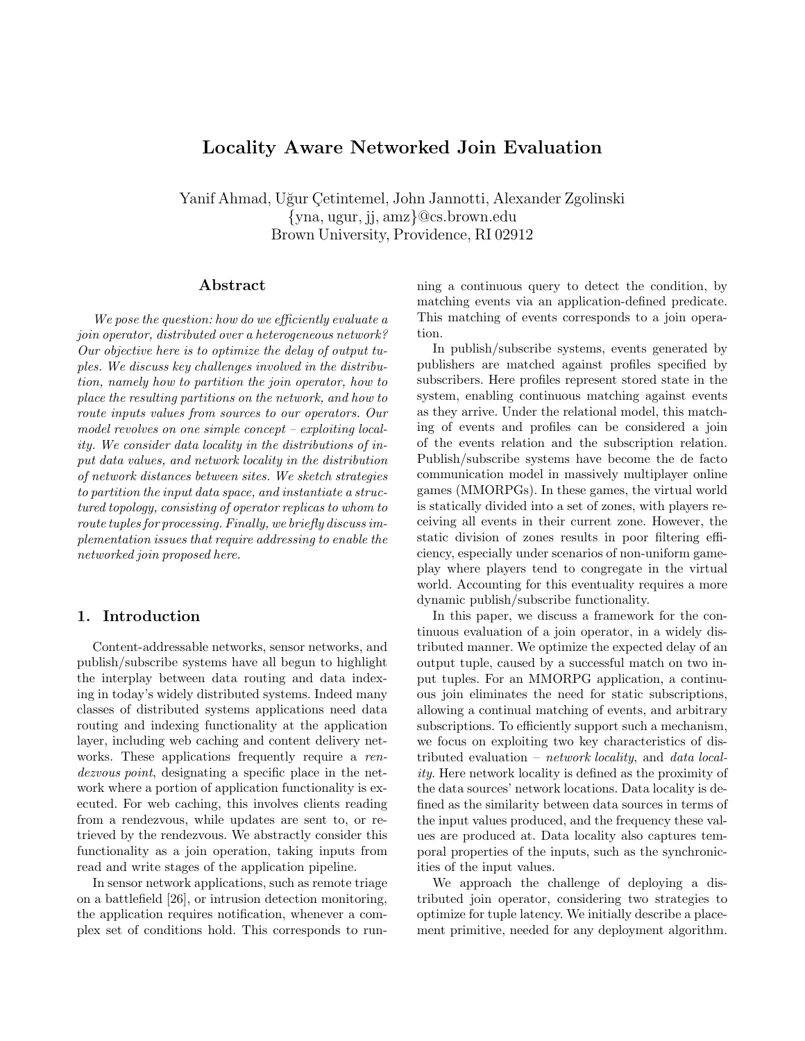# Locality Aware Networked Join Evaluation

Yanif Ahmad, Uğur Çetintemel, John Jannotti, Alexander Zgolinski
{yna, ugur, jj, amz}@cs.brown.edu
Brown University, Providence, RI 02912

## Abstract

*We pose the question: how do we efficiently evaluate a join operator, distributed over a heterogeneous network? Our objective here is to optimize the delay of output tuples. We discuss key challenges involved in the distribution, namely how to partition the join operator, how to place the resulting partitions on the network, and how to route inputs values from sources to our operators. Our model revolves on one simple concept – exploiting locality. We consider data locality in the distributions of input data values, and network locality in the distribution of network distances between sites. We sketch strategies to partition the input data space, and instantiate a structured topology, consisting of operator replicas to whom to route tuples for processing. Finally, we briefly discuss implementation issues that require addressing to enable the networked join proposed here.*

## 1. Introduction

Content-addressable networks, sensor networks, and publish/subscribe systems have all begun to highlight the interplay between data routing and data indexing in today's widely distributed systems. Indeed many classes of distributed systems applications need data routing and indexing functionality at the application layer, including web caching and content delivery networks. These applications frequently require a *rendezvous point*, designating a specific place in the network where a portion of application functionality is executed. For web caching, this involves clients reading from a rendezvous, while updates are sent to, or retrieved by the rendezvous. We abstractly consider this functionality as a join operation, taking inputs from read and write stages of the application pipeline.

In sensor network applications, such as remote triage on a battlefield [26], or intrusion detection monitoring, the application requires notification, whenever a complex set of conditions hold. This corresponds to running a continuous query to detect the condition, by matching events via an application-defined predicate. This matching of events corresponds to a join operation.

In publish/subscribe systems, events generated by publishers are matched against profiles specified by subscribers. Here profiles represent stored state in the system, enabling continuous matching against events as they arrive. Under the relational model, this matching of events and profiles can be considered a join of the events relation and the subscription relation. Publish/subscribe systems have become the de facto communication model in massively multiplayer online games (MMORPGs). In these games, the virtual world is statically divided into a set of zones, with players receiving all events in their current zone. However, the static division of zones results in poor filtering efficiency, especially under scenarios of non-uniform gameplay where players tend to congregate in the virtual world. Accounting for this eventuality requires a more dynamic publish/subscribe functionality.

In this paper, we discuss a framework for the continuous evaluation of a join operator, in a widely distributed manner. We optimize the expected delay of an output tuple, caused by a successful match on two input tuples. For an MMORPG application, a continuous join eliminates the need for static subscriptions, allowing a continual matching of events, and arbitrary subscriptions. To efficiently support such a mechanism, we focus on exploiting two key characteristics of distributed evaluation – *network locality*, and *data locality*. Here network locality is defined as the proximity of the data sources' network locations. Data locality is defined as the similarity between data sources in terms of the input values produced, and the frequency these values are produced at. Data locality also captures temporal properties of the inputs, such as the synchronicities of the input values.

We approach the challenge of deploying a distributed join operator, considering two strategies to optimize for tuple latency. We initially describe a placement primitive, needed for any deployment algorithm.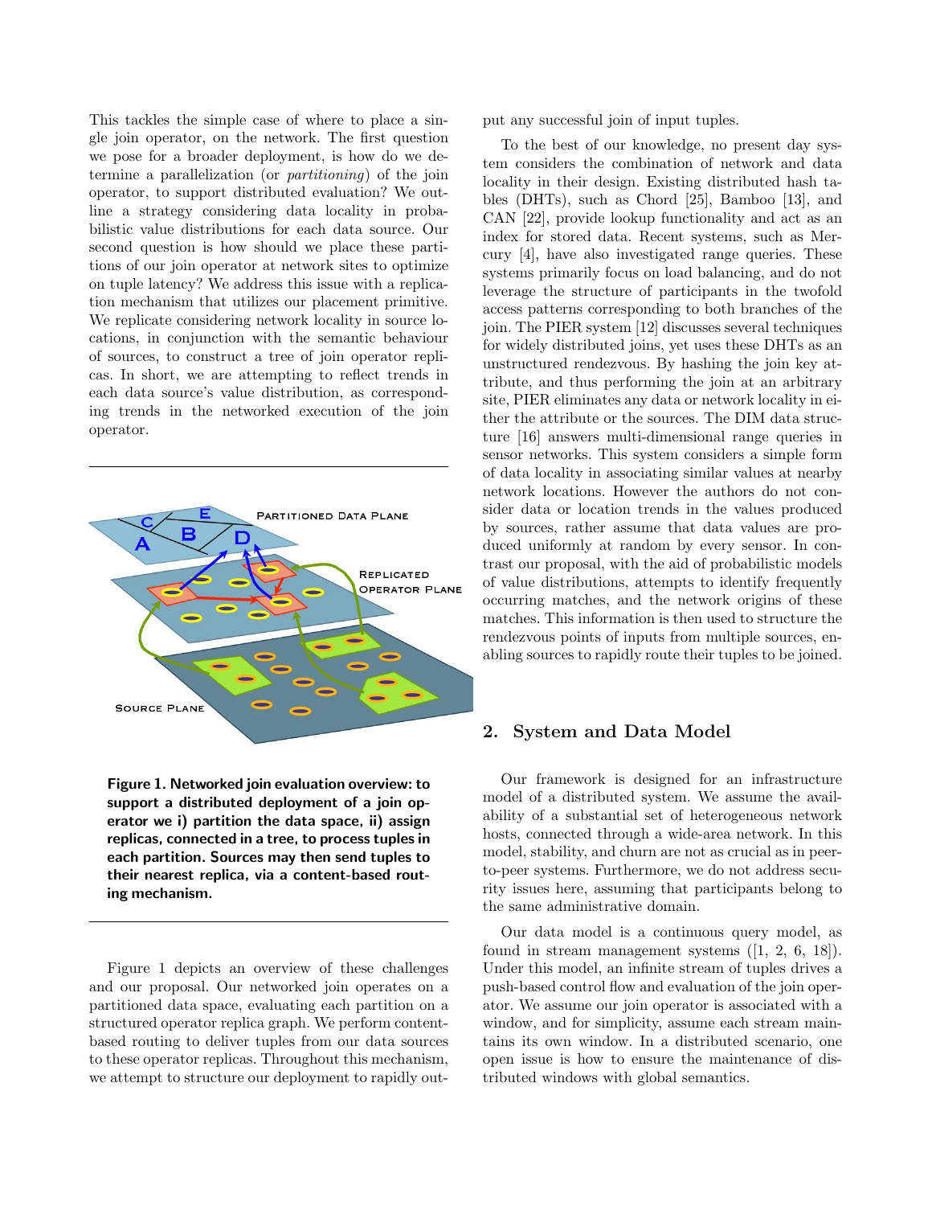This tackles the simple case of where to place a single join operator, on the network. The first question we pose for a broader deployment, is how do we determine a parallelization (or *partitioning*) of the join operator, to support distributed evaluation? We outline a strategy considering data locality in probabilistic value distributions for each data source. Our second question is how should we place these partitions of our join operator at network sites to optimize on tuple latency? We address this issue with a replication mechanism that utilizes our placement primitive. We replicate considering network locality in source locations, in conjunction with the semantic behaviour of sources, to construct a tree of join operator replicas. In short, we are attempting to reflect trends in each data source's value distribution, as corresponding trends in the networked execution of the join operator.

**Figure 1. Networked join evaluation overview: to support a distributed deployment of a join operator we i) partition the data space, ii) assign replicas, connected in a tree, to process tuples in each partition. Sources may then send tuples to their nearest replica, via a content-based routing mechanism.**

Figure 1 depicts an overview of these challenges and our proposal. Our networked join operates on a partitioned data space, evaluating each partition on a structured operator replica graph. We perform content-based routing to deliver tuples from our data sources to these operator replicas. Throughout this mechanism, we attempt to structure our deployment to rapidly output any successful join of input tuples.

To the best of our knowledge, no present day system considers the combination of network and data locality in their design. Existing distributed hash tables (DHTs), such as Chord [25], Bamboo [13], and CAN [22], provide lookup functionality and act as an index for stored data. Recent systems, such as Mercury [4], have also investigated range queries. These systems primarily focus on load balancing, and do not leverage the structure of participants in the twofold access patterns corresponding to both branches of the join. The PIER system [12] discusses several techniques for widely distributed joins, yet uses these DHTs as an unstructured rendezvous. By hashing the join key attribute, and thus performing the join at an arbitrary site, PIER eliminates any data or network locality in either the attribute or the sources. The DIM data structure [16] answers multi-dimensional range queries in sensor networks. This system considers a simple form of data locality in associating similar values at nearby network locations. However the authors do not consider data or location trends in the values produced by sources, rather assume that data values are produced uniformly at random by every sensor. In contrast our proposal, with the aid of probabilistic models of value distributions, attempts to identify frequently occurring matches, and the network origins of these matches. This information is then used to structure the rendezvous points of inputs from multiple sources, enabling sources to rapidly route their tuples to be joined.

## 2. System and Data Model

Our framework is designed for an infrastructure model of a distributed system. We assume the availability of a substantial set of heterogeneous network hosts, connected through a wide-area network. In this model, stability, and churn are not as crucial as in peer-to-peer systems. Furthermore, we do not address security issues here, assuming that participants belong to the same administrative domain.

Our data model is a continuous query model, as found in stream management systems ([1, 2, 6, 18]). Under this model, an infinite stream of tuples drives a push-based control flow and evaluation of the join operator. We assume our join operator is associated with a window, and for simplicity, assume each stream maintains its own window. In a distributed scenario, one open issue is how to ensure the maintenance of distributed windows with global semantics.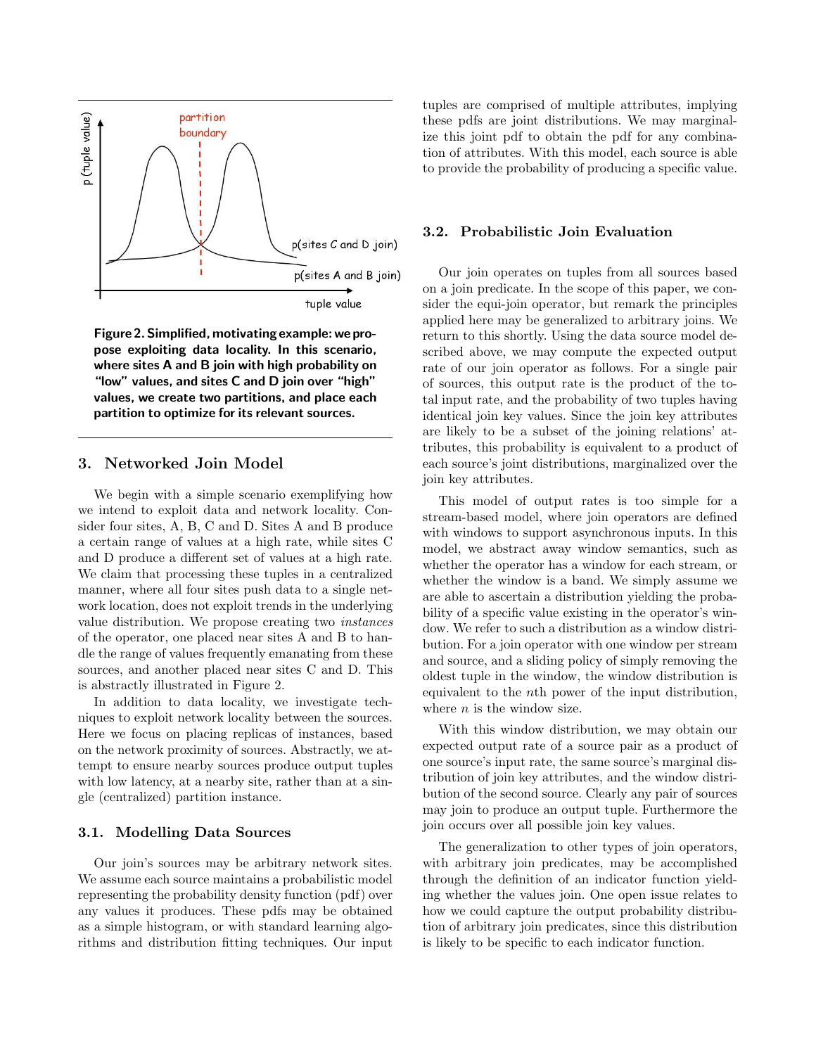partition
boundary

p (tuple value)

p(sites C and D join)

p(sites A and B join)

tuple value

**Figure 2. Simplified, motivating example: we propose exploiting data locality. In this scenario, where sites A and B join with high probability on "low" values, and sites C and D join over "high" values, we create two partitions, and place each partition to optimize for its relevant sources.**

## 3. Networked Join Model

We begin with a simple scenario exemplifying how we intend to exploit data and network locality. Consider four sites, A, B, C and D. Sites A and B produce a certain range of values at a high rate, while sites C and D produce a different set of values at a high rate. We claim that processing these tuples in a centralized manner, where all four sites push data to a single network location, does not exploit trends in the underlying value distribution. We propose creating two *instances* of the operator, one placed near sites A and B to handle the range of values frequently emanating from these sources, and another placed near sites C and D. This is abstractly illustrated in Figure 2.

In addition to data locality, we investigate techniques to exploit network locality between the sources. Here we focus on placing replicas of instances, based on the network proximity of sources. Abstractly, we attempt to ensure nearby sources produce output tuples with low latency, at a nearby site, rather than at a single (centralized) partition instance.

### 3.1. Modelling Data Sources

Our join's sources may be arbitrary network sites. We assume each source maintains a probabilistic model representing the probability density function (pdf) over any values it produces. These pdfs may be obtained as a simple histogram, or with standard learning algorithms and distribution fitting techniques. Our input tuples are comprised of multiple attributes, implying these pdfs are joint distributions. We may marginalize this joint pdf to obtain the pdf for any combination of attributes. With this model, each source is able to provide the probability of producing a specific value.

### 3.2. Probabilistic Join Evaluation

Our join operates on tuples from all sources based on a join predicate. In the scope of this paper, we consider the equi-join operator, but remark the principles applied here may be generalized to arbitrary joins. We return to this shortly. Using the data source model described above, we may compute the expected output rate of our join operator as follows. For a single pair of sources, this output rate is the product of the total input rate, and the probability of two tuples having identical join key values. Since the join key attributes are likely to be a subset of the joining relations' attributes, this probability is equivalent to a product of each source's joint distributions, marginalized over the join key attributes.

This model of output rates is too simple for a stream-based model, where join operators are defined with windows to support asynchronous inputs. In this model, we abstract away window semantics, such as whether the operator has a window for each stream, or whether the window is a band. We simply assume we are able to ascertain a distribution yielding the probability of a specific value existing in the operator's window. We refer to such a distribution as a window distribution. For a join operator with one window per stream and source, and a sliding policy of simply removing the oldest tuple in the window, the window distribution is equivalent to the $n$th power of the input distribution, where $n$ is the window size.

With this window distribution, we may obtain our expected output rate of a source pair as a product of one source's input rate, the same source's marginal distribution of join key attributes, and the window distribution of the second source. Clearly any pair of sources may join to produce an output tuple. Furthermore the join occurs over all possible join key values.

The generalization to other types of join operators, with arbitrary join predicates, may be accomplished through the definition of an indicator function yielding whether the values join. One open issue relates to how we could capture the output probability distribution of arbitrary join predicates, since this distribution is likely to be specific to each indicator function.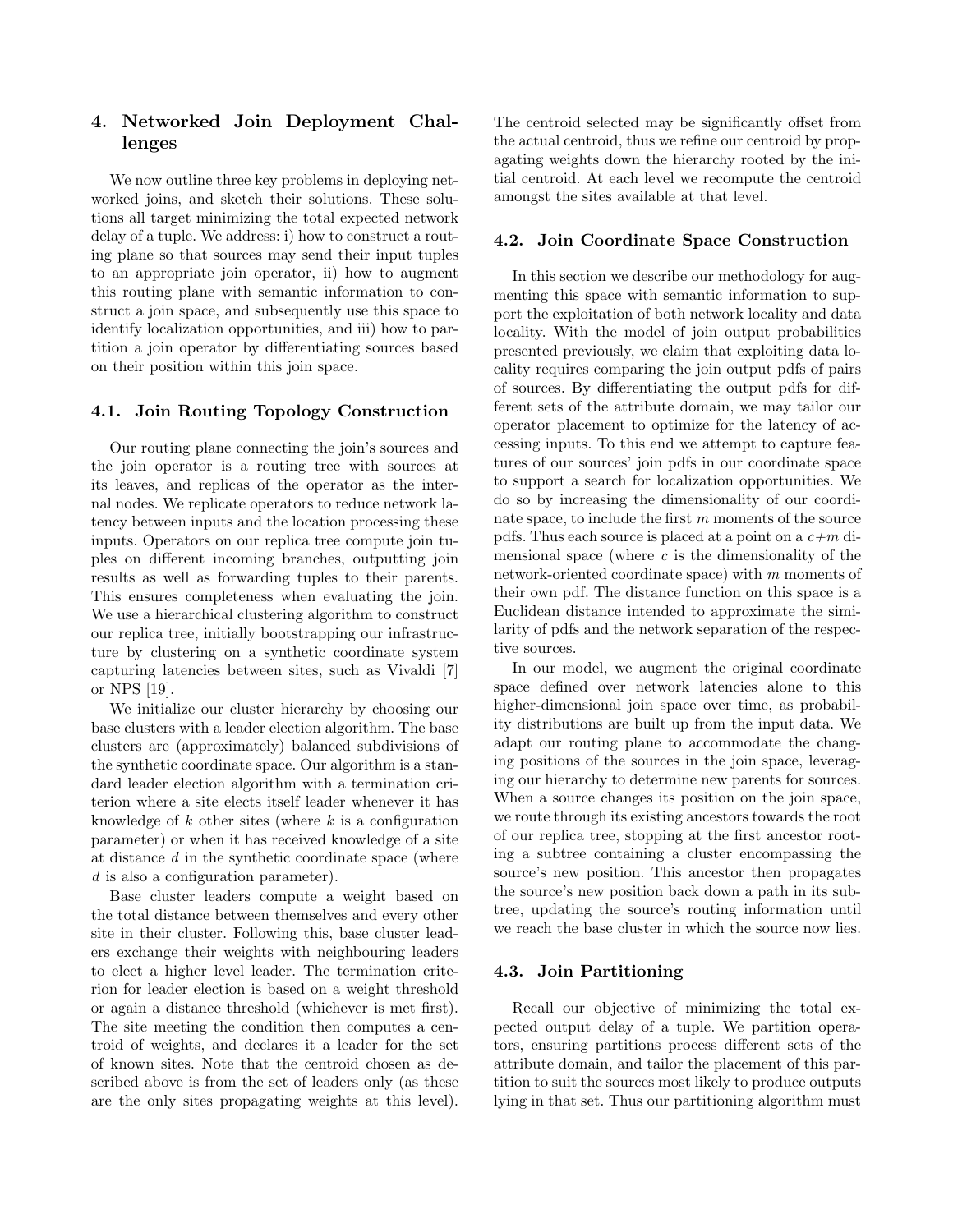## 4. Networked Join Deployment Challenges

We now outline three key problems in deploying networked joins, and sketch their solutions. These solutions all target minimizing the total expected network delay of a tuple. We address: i) how to construct a routing plane so that sources may send their input tuples to an appropriate join operator, ii) how to augment this routing plane with semantic information to construct a join space, and subsequently use this space to identify localization opportunities, and iii) how to partition a join operator by differentiating sources based on their position within this join space.

### 4.1. Join Routing Topology Construction

Our routing plane connecting the join's sources and the join operator is a routing tree with sources at its leaves, and replicas of the operator as the internal nodes. We replicate operators to reduce network latency between inputs and the location processing these inputs. Operators on our replica tree compute join tuples on different incoming branches, outputting join results as well as forwarding tuples to their parents. This ensures completeness when evaluating the join. We use a hierarchical clustering algorithm to construct our replica tree, initially bootstrapping our infrastructure by clustering on a synthetic coordinate system capturing latencies between sites, such as Vivaldi [7] or NPS [19].

We initialize our cluster hierarchy by choosing our base clusters with a leader election algorithm. The base clusters are (approximately) balanced subdivisions of the synthetic coordinate space. Our algorithm is a standard leader election algorithm with a termination criterion where a site elects itself leader whenever it has knowledge of $k$ other sites (where $k$ is a configuration parameter) or when it has received knowledge of a site at distance $d$ in the synthetic coordinate space (where $d$ is also a configuration parameter).

Base cluster leaders compute a weight based on the total distance between themselves and every other site in their cluster. Following this, base cluster leaders exchange their weights with neighbouring leaders to elect a higher level leader. The termination criterion for leader election is based on a weight threshold or again a distance threshold (whichever is met first). The site meeting the condition then computes a centroid of weights, and declares it a leader for the set of known sites. Note that the centroid chosen as described above is from the set of leaders only (as these are the only sites propagating weights at this level). The centroid selected may be significantly offset from the actual centroid, thus we refine our centroid by propagating weights down the hierarchy rooted by the initial centroid. At each level we recompute the centroid amongst the sites available at that level.

### 4.2. Join Coordinate Space Construction

In this section we describe our methodology for augmenting this space with semantic information to support the exploitation of both network locality and data locality. With the model of join output probabilities presented previously, we claim that exploiting data locality requires comparing the join output pdfs of pairs of sources. By differentiating the output pdfs for different sets of the attribute domain, we may tailor our operator placement to optimize for the latency of accessing inputs. To this end we attempt to capture features of our sources' join pdfs in our coordinate space to support a search for localization opportunities. We do so by increasing the dimensionality of our coordinate space, to include the first $m$ moments of the source pdfs. Thus each source is placed at a point on a $c+m$ dimensional space (where $c$ is the dimensionality of the network-oriented coordinate space) with $m$ moments of their own pdf. The distance function on this space is a Euclidean distance intended to approximate the similarity of pdfs and the network separation of the respective sources.

In our model, we augment the original coordinate space defined over network latencies alone to this higher-dimensional join space over time, as probability distributions are built up from the input data. We adapt our routing plane to accommodate the changing positions of the sources in the join space, leveraging our hierarchy to determine new parents for sources. When a source changes its position on the join space, we route through its existing ancestors towards the root of our replica tree, stopping at the first ancestor rooting a subtree containing a cluster encompassing the source's new position. This ancestor then propagates the source's new position back down a path in its subtree, updating the source's routing information until we reach the base cluster in which the source now lies.

### 4.3. Join Partitioning

Recall our objective of minimizing the total expected output delay of a tuple. We partition operators, ensuring partitions process different sets of the attribute domain, and tailor the placement of this partition to suit the sources most likely to produce outputs lying in that set. Thus our partitioning algorithm must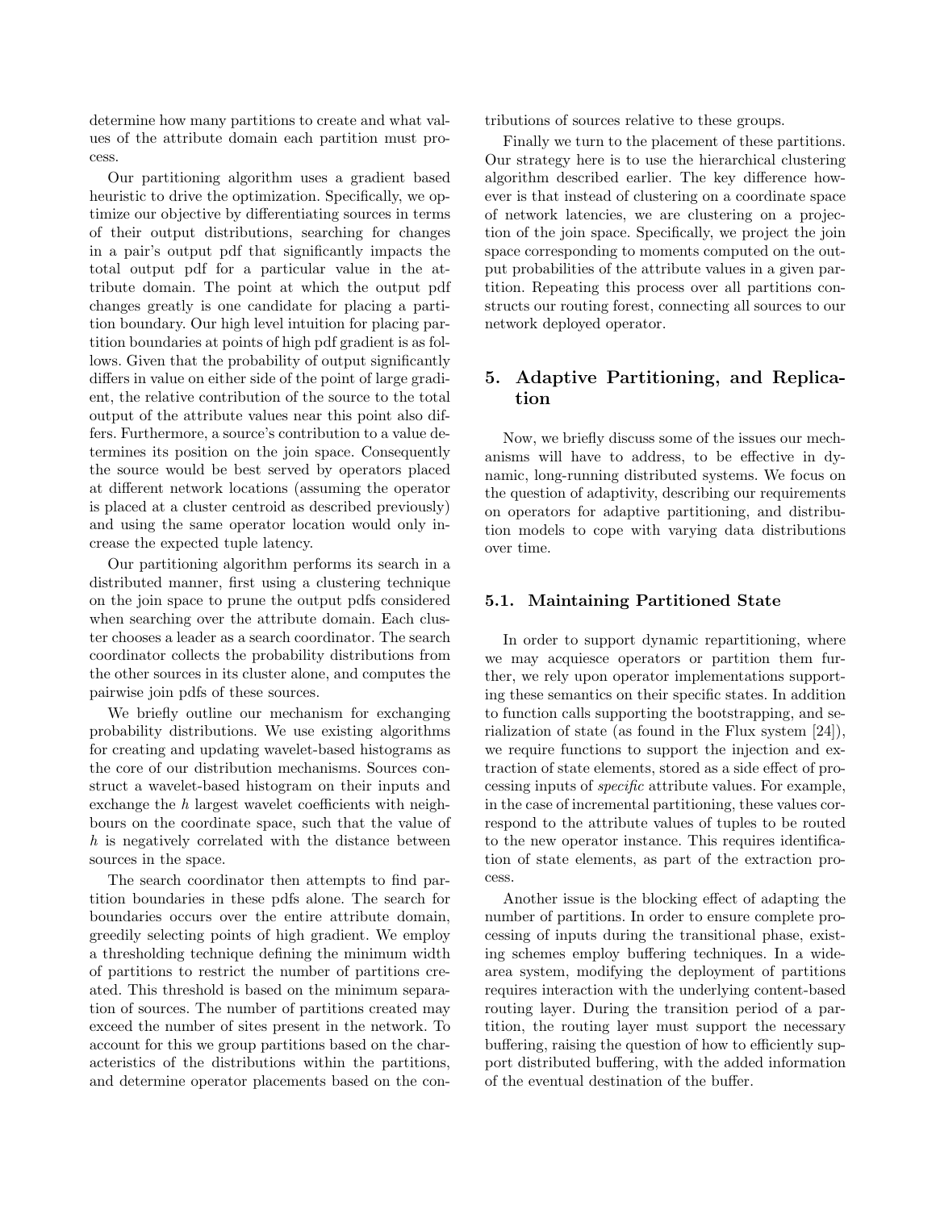determine how many partitions to create and what values of the attribute domain each partition must process.

Our partitioning algorithm uses a gradient based heuristic to drive the optimization. Specifically, we optimize our objective by differentiating sources in terms of their output distributions, searching for changes in a pair's output pdf that significantly impacts the total output pdf for a particular value in the attribute domain. The point at which the output pdf changes greatly is one candidate for placing a partition boundary. Our high level intuition for placing partition boundaries at points of high pdf gradient is as follows. Given that the probability of output significantly differs in value on either side of the point of large gradient, the relative contribution of the source to the total output of the attribute values near this point also differs. Furthermore, a source's contribution to a value determines its position on the join space. Consequently the source would be best served by operators placed at different network locations (assuming the operator is placed at a cluster centroid as described previously) and using the same operator location would only increase the expected tuple latency.

Our partitioning algorithm performs its search in a distributed manner, first using a clustering technique on the join space to prune the output pdfs considered when searching over the attribute domain. Each cluster chooses a leader as a search coordinator. The search coordinator collects the probability distributions from the other sources in its cluster alone, and computes the pairwise join pdfs of these sources.

We briefly outline our mechanism for exchanging probability distributions. We use existing algorithms for creating and updating wavelet-based histograms as the core of our distribution mechanisms. Sources construct a wavelet-based histogram on their inputs and exchange the $h$ largest wavelet coefficients with neighbours on the coordinate space, such that the value of $h$ is negatively correlated with the distance between sources in the space.

The search coordinator then attempts to find partition boundaries in these pdfs alone. The search for boundaries occurs over the entire attribute domain, greedily selecting points of high gradient. We employ a thresholding technique defining the minimum width of partitions to restrict the number of partitions created. This threshold is based on the minimum separation of sources. The number of partitions created may exceed the number of sites present in the network. To account for this we group partitions based on the characteristics of the distributions within the partitions, and determine operator placements based on the contributions of sources relative to these groups.

Finally we turn to the placement of these partitions. Our strategy here is to use the hierarchical clustering algorithm described earlier. The key difference however is that instead of clustering on a coordinate space of network latencies, we are clustering on a projection of the join space. Specifically, we project the join space corresponding to moments computed on the output probabilities of the attribute values in a given partition. Repeating this process over all partitions constructs our routing forest, connecting all sources to our network deployed operator.

## 5. Adaptive Partitioning, and Replication

Now, we briefly discuss some of the issues our mechanisms will have to address, to be effective in dynamic, long-running distributed systems. We focus on the question of adaptivity, describing our requirements on operators for adaptive partitioning, and distribution models to cope with varying data distributions over time.

### 5.1. Maintaining Partitioned State

In order to support dynamic repartitioning, where we may acquiesce operators or partition them further, we rely upon operator implementations supporting these semantics on their specific states. In addition to function calls supporting the bootstrapping, and serialization of state (as found in the Flux system [24]), we require functions to support the injection and extraction of state elements, stored as a side effect of processing inputs of *specific* attribute values. For example, in the case of incremental partitioning, these values correspond to the attribute values of tuples to be routed to the new operator instance. This requires identification of state elements, as part of the extraction process.

Another issue is the blocking effect of adapting the number of partitions. In order to ensure complete processing of inputs during the transitional phase, existing schemes employ buffering techniques. In a wide-area system, modifying the deployment of partitions requires interaction with the underlying content-based routing layer. During the transition period of a partition, the routing layer must support the necessary buffering, raising the question of how to efficiently support distributed buffering, with the added information of the eventual destination of the buffer.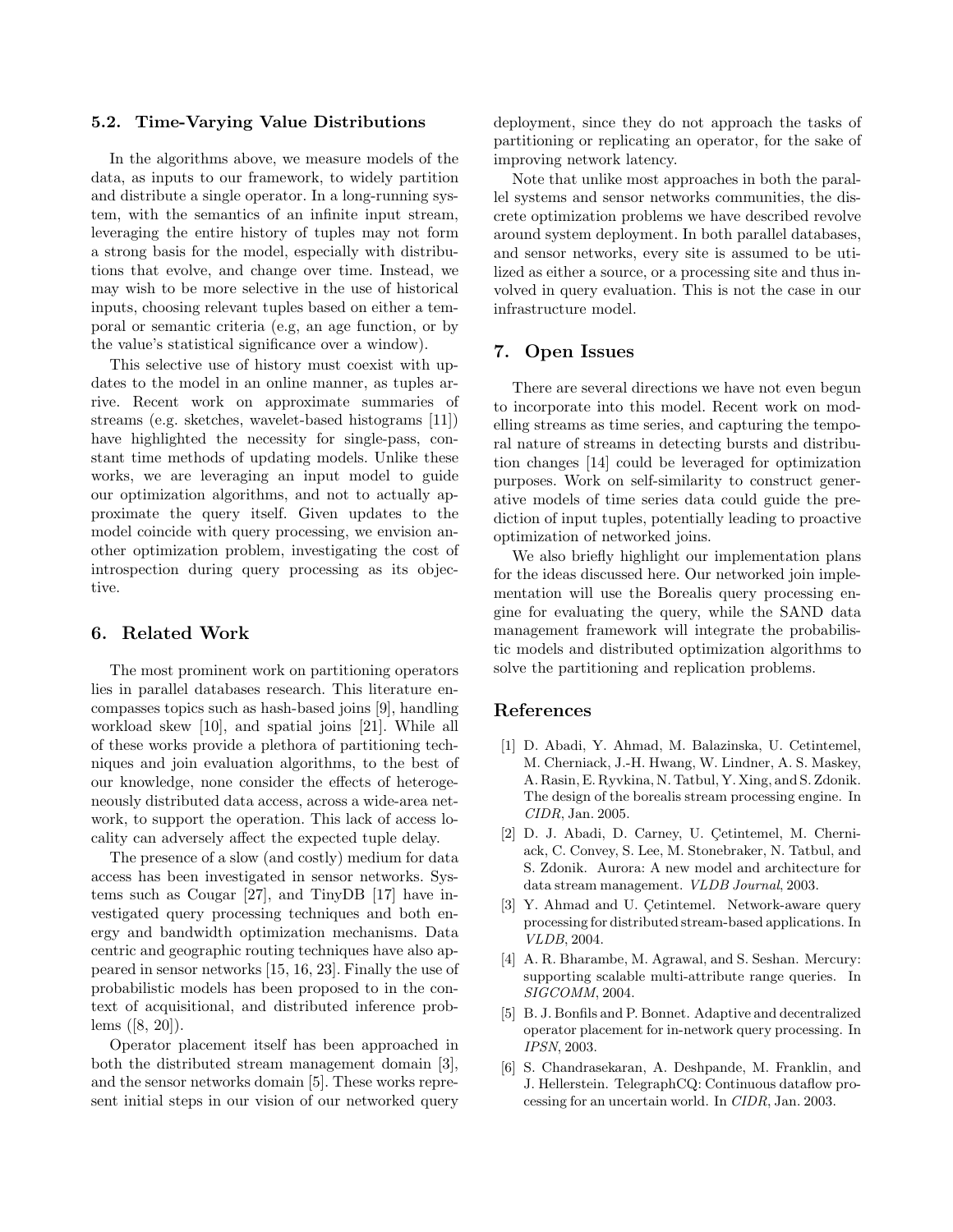### 5.2. Time-Varying Value Distributions

In the algorithms above, we measure models of the data, as inputs to our framework, to widely partition and distribute a single operator. In a long-running system, with the semantics of an infinite input stream, leveraging the entire history of tuples may not form a strong basis for the model, especially with distributions that evolve, and change over time. Instead, we may wish to be more selective in the use of historical inputs, choosing relevant tuples based on either a temporal or semantic criteria (e.g, an age function, or by the value's statistical significance over a window).

This selective use of history must coexist with updates to the model in an online manner, as tuples arrive. Recent work on approximate summaries of streams (e.g. sketches, wavelet-based histograms [11]) have highlighted the necessity for single-pass, constant time methods of updating models. Unlike these works, we are leveraging an input model to guide our optimization algorithms, and not to actually approximate the query itself. Given updates to the model coincide with query processing, we envision another optimization problem, investigating the cost of introspection during query processing as its objective.

## 6. Related Work

The most prominent work on partitioning operators lies in parallel databases research. This literature encompasses topics such as hash-based joins [9], handling workload skew [10], and spatial joins [21]. While all of these works provide a plethora of partitioning techniques and join evaluation algorithms, to the best of our knowledge, none consider the effects of heterogeneously distributed data access, across a wide-area network, to support the operation. This lack of access locality can adversely affect the expected tuple delay.

The presence of a slow (and costly) medium for data access has been investigated in sensor networks. Systems such as Cougar [27], and TinyDB [17] have investigated query processing techniques and both energy and bandwidth optimization mechanisms. Data centric and geographic routing techniques have also appeared in sensor networks [15, 16, 23]. Finally the use of probabilistic models has been proposed to in the context of acquisitional, and distributed inference problems ([8, 20]).

Operator placement itself has been approached in both the distributed stream management domain [3], and the sensor networks domain [5]. These works represent initial steps in our vision of our networked query deployment, since they do not approach the tasks of partitioning or replicating an operator, for the sake of improving network latency.

Note that unlike most approaches in both the parallel systems and sensor networks communities, the discrete optimization problems we have described revolve around system deployment. In both parallel databases, and sensor networks, every site is assumed to be utilized as either a source, or a processing site and thus involved in query evaluation. This is not the case in our infrastructure model.

## 7. Open Issues

There are several directions we have not even begun to incorporate into this model. Recent work on modelling streams as time series, and capturing the temporal nature of streams in detecting bursts and distribution changes [14] could be leveraged for optimization purposes. Work on self-similarity to construct generative models of time series data could guide the prediction of input tuples, potentially leading to proactive optimization of networked joins.

We also briefly highlight our implementation plans for the ideas discussed here. Our networked join implementation will use the Borealis query processing engine for evaluating the query, while the SAND data management framework will integrate the probabilistic models and distributed optimization algorithms to solve the partitioning and replication problems.

## References

[1] D. Abadi, Y. Ahmad, M. Balazinska, U. Cetintemel, M. Cherniack, J.-H. Hwang, W. Lindner, A. S. Maskey, A. Rasin, E. Ryvkina, N. Tatbul, Y. Xing, and S. Zdonik. The design of the borealis stream processing engine. In *CIDR*, Jan. 2005.

[2] D. J. Abadi, D. Carney, U. Çetintemel, M. Cherniack, C. Convey, S. Lee, M. Stonebraker, N. Tatbul, and S. Zdonik. Aurora: A new model and architecture for data stream management. *VLDB Journal*, 2003.

[3] Y. Ahmad and U. Çetintemel. Network-aware query processing for distributed stream-based applications. In *VLDB*, 2004.

[4] A. R. Bharambe, M. Agrawal, and S. Seshan. Mercury: supporting scalable multi-attribute range queries. In *SIGCOMM*, 2004.

[5] B. J. Bonfils and P. Bonnet. Adaptive and decentralized operator placement for in-network query processing. In *IPSN*, 2003.

[6] S. Chandrasekaran, A. Deshpande, M. Franklin, and J. Hellerstein. TelegraphCQ: Continuous dataflow processing for an uncertain world. In *CIDR*, Jan. 2003.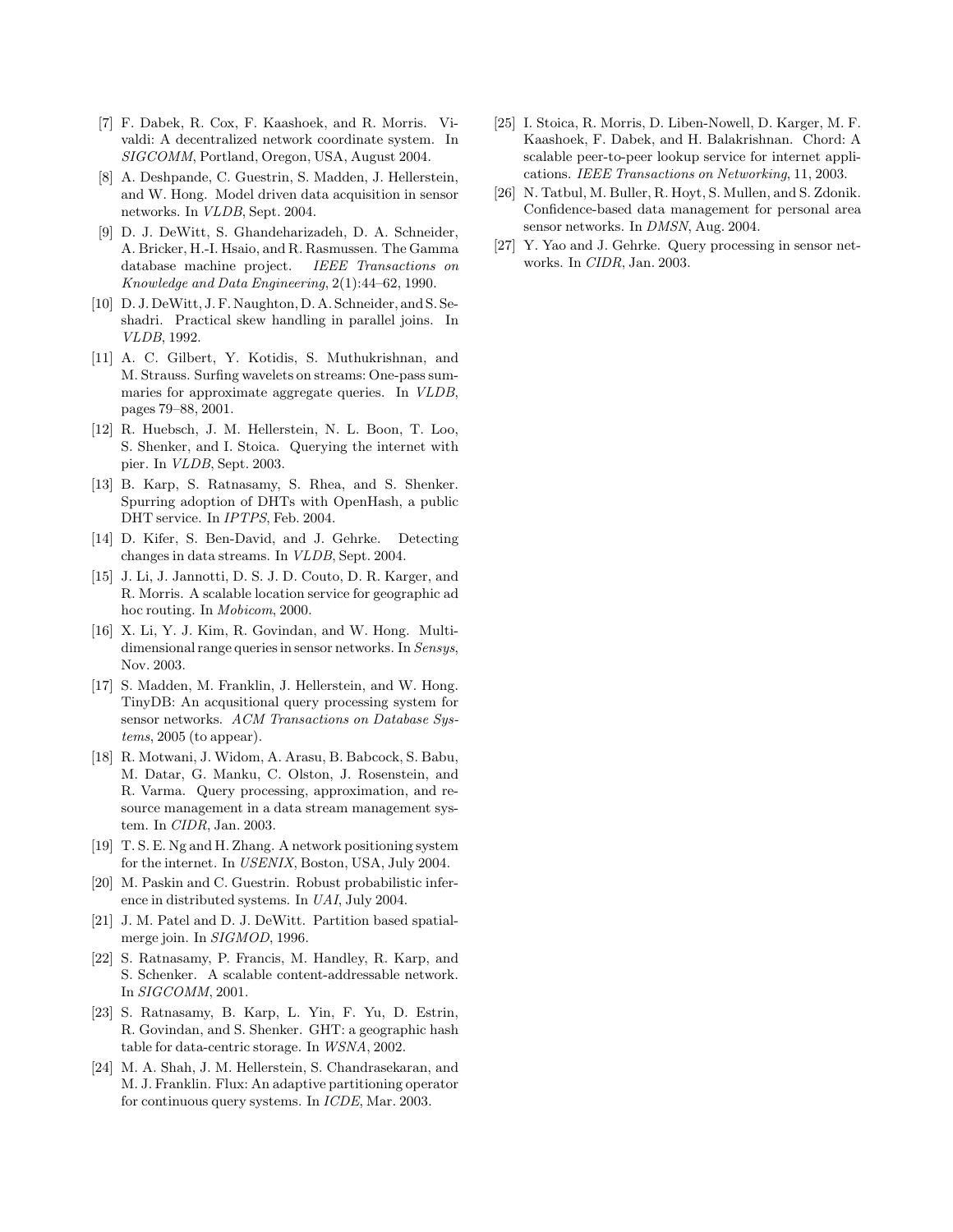[7] F. Dabek, R. Cox, F. Kaashoek, and R. Morris. Vivaldi: A decentralized network coordinate system. In *SIGCOMM*, Portland, Oregon, USA, August 2004.

[8] A. Deshpande, C. Guestrin, S. Madden, J. Hellerstein, and W. Hong. Model driven data acquisition in sensor networks. In *VLDB*, Sept. 2004.

[9] D. J. DeWitt, S. Ghandeharizadeh, D. A. Schneider, A. Bricker, H.-I. Hsaio, and R. Rasmussen. The Gamma database machine project. *IEEE Transactions on Knowledge and Data Engineering*, 2(1):44–62, 1990.

[10] D. J. DeWitt, J. F. Naughton, D. A. Schneider, and S. Seshadri. Practical skew handling in parallel joins. In *VLDB*, 1992.

[11] A. C. Gilbert, Y. Kotidis, S. Muthukrishnan, and M. Strauss. Surfing wavelets on streams: One-pass summaries for approximate aggregate queries. In *VLDB*, pages 79–88, 2001.

[12] R. Huebsch, J. M. Hellerstein, N. L. Boon, T. Loo, S. Shenker, and I. Stoica. Querying the internet with pier. In *VLDB*, Sept. 2003.

[13] B. Karp, S. Ratnasamy, S. Rhea, and S. Shenker. Spurring adoption of DHTs with OpenHash, a public DHT service. In *IPTPS*, Feb. 2004.

[14] D. Kifer, S. Ben-David, and J. Gehrke. Detecting changes in data streams. In *VLDB*, Sept. 2004.

[15] J. Li, J. Jannotti, D. S. J. D. Couto, D. R. Karger, and R. Morris. A scalable location service for geographic ad hoc routing. In *Mobicom*, 2000.

[16] X. Li, Y. J. Kim, R. Govindan, and W. Hong. Multi-dimensional range queries in sensor networks. In *Sensys*, Nov. 2003.

[17] S. Madden, M. Franklin, J. Hellerstein, and W. Hong. TinyDB: An acqusitional query processing system for sensor networks. *ACM Transactions on Database Systems*, 2005 (to appear).

[18] R. Motwani, J. Widom, A. Arasu, B. Babcock, S. Babu, M. Datar, G. Manku, C. Olston, J. Rosenstein, and R. Varma. Query processing, approximation, and resource management in a data stream management system. In *CIDR*, Jan. 2003.

[19] T. S. E. Ng and H. Zhang. A network positioning system for the internet. In *USENIX*, Boston, USA, July 2004.

[20] M. Paskin and C. Guestrin. Robust probabilistic inference in distributed systems. In *UAI*, July 2004.

[21] J. M. Patel and D. J. DeWitt. Partition based spatial-merge join. In *SIGMOD*, 1996.

[22] S. Ratnasamy, P. Francis, M. Handley, R. Karp, and S. Schenker. A scalable content-addressable network. In *SIGCOMM*, 2001.

[23] S. Ratnasamy, B. Karp, L. Yin, F. Yu, D. Estrin, R. Govindan, and S. Shenker. GHT: a geographic hash table for data-centric storage. In *WSNA*, 2002.

[24] M. A. Shah, J. M. Hellerstein, S. Chandrasekaran, and M. J. Franklin. Flux: An adaptive partitioning operator for continuous query systems. In *ICDE*, Mar. 2003.

[25] I. Stoica, R. Morris, D. Liben-Nowell, D. Karger, M. F. Kaashoek, F. Dabek, and H. Balakrishnan. Chord: A scalable peer-to-peer lookup service for internet applications. *IEEE Transactions on Networking*, 11, 2003.

[26] N. Tatbul, M. Buller, R. Hoyt, S. Mullen, and S. Zdonik. Confidence-based data management for personal area sensor networks. In *DMSN*, Aug. 2004.

[27] Y. Yao and J. Gehrke. Query processing in sensor networks. In *CIDR*, Jan. 2003.